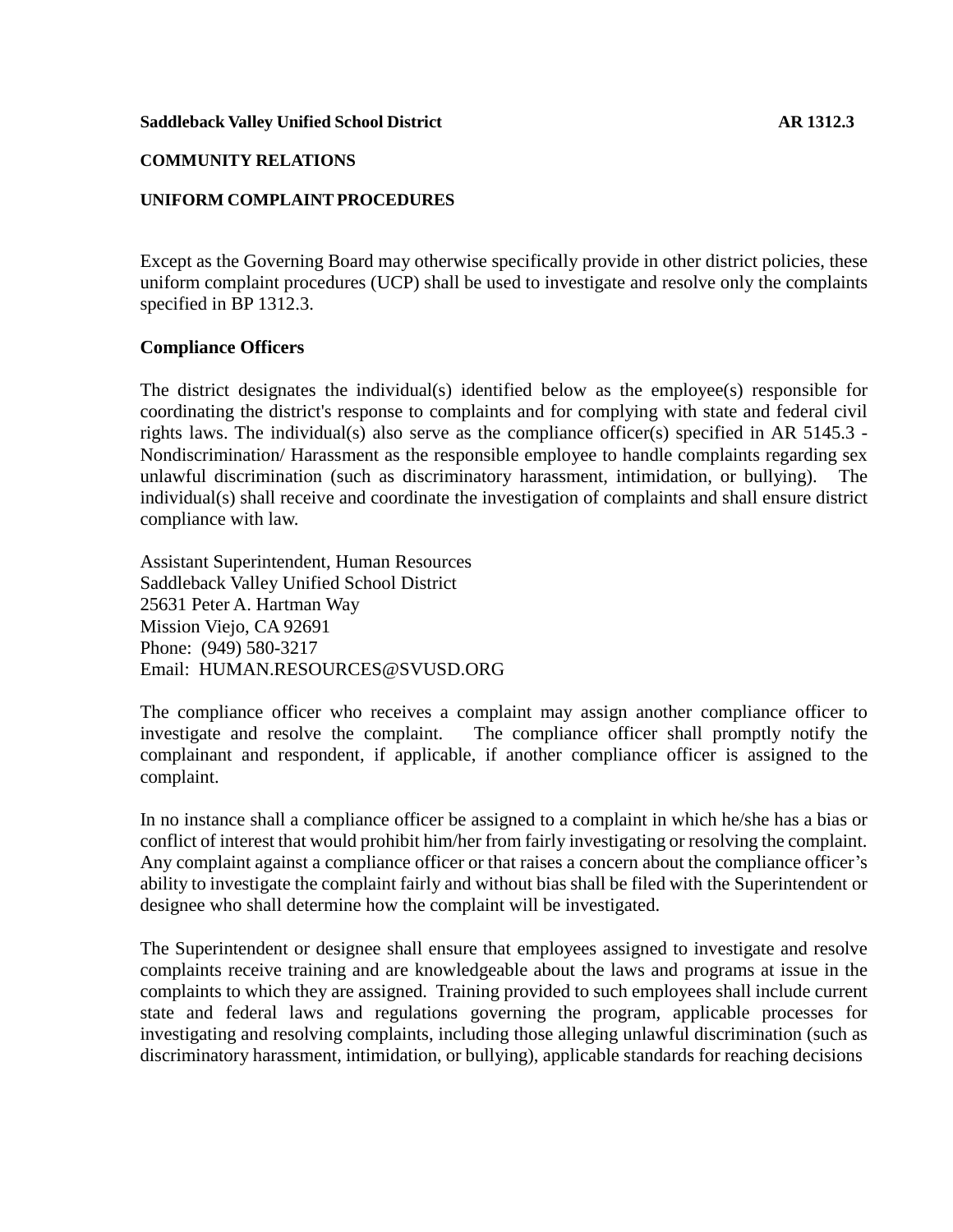**Saddleback Valley Unified School District** **AR 1312.3**

**COMMUNITY RELATIONS**

**UNIFORM COMPLAINT PROCEDURES**

Except as the Governing Board may otherwise specifically provide in other district policies, these uniform complaint procedures (UCP) shall be used to investigate and resolve only the complaints specified in BP 1312.3.

## Compliance Officers

The district designates the individual(s) identified below as the employee(s) responsible for coordinating the district's response to complaints and for complying with state and federal civil rights laws. The individual(s) also serve as the compliance officer(s) specified in AR 5145.3 - Nondiscrimination/ Harassment as the responsible employee to handle complaints regarding sex unlawful discrimination (such as discriminatory harassment, intimidation, or bullying). The individual(s) shall receive and coordinate the investigation of complaints and shall ensure district compliance with law.

Assistant Superintendent, Human Resources
Saddleback Valley Unified School District
25631 Peter A. Hartman Way
Mission Viejo, CA 92691
Phone: (949) 580-3217
Email: HUMAN.RESOURCES@SVUSD.ORG

The compliance officer who receives a complaint may assign another compliance officer to investigate and resolve the complaint. The compliance officer shall promptly notify the complainant and respondent, if applicable, if another compliance officer is assigned to the complaint.

In no instance shall a compliance officer be assigned to a complaint in which he/she has a bias or conflict of interest that would prohibit him/her from fairly investigating or resolving the complaint. Any complaint against a compliance officer or that raises a concern about the compliance officer's ability to investigate the complaint fairly and without bias shall be filed with the Superintendent or designee who shall determine how the complaint will be investigated.

The Superintendent or designee shall ensure that employees assigned to investigate and resolve complaints receive training and are knowledgeable about the laws and programs at issue in the complaints to which they are assigned. Training provided to such employees shall include current state and federal laws and regulations governing the program, applicable processes for investigating and resolving complaints, including those alleging unlawful discrimination (such as discriminatory harassment, intimidation, or bullying), applicable standards for reaching decisions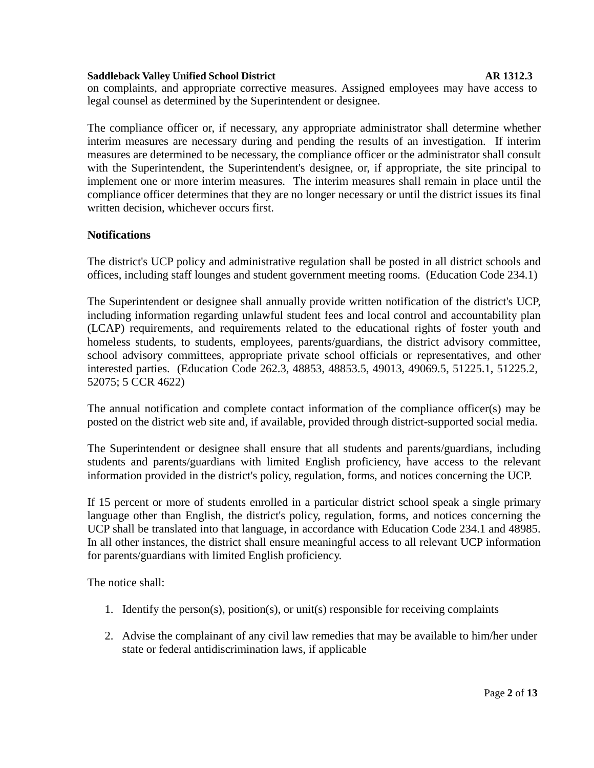on complaints, and appropriate corrective measures. Assigned employees may have access to legal counsel as determined by the Superintendent or designee.

The compliance officer or, if necessary, any appropriate administrator shall determine whether interim measures are necessary during and pending the results of an investigation. If interim measures are determined to be necessary, the compliance officer or the administrator shall consult with the Superintendent, the Superintendent's designee, or, if appropriate, the site principal to implement one or more interim measures. The interim measures shall remain in place until the compliance officer determines that they are no longer necessary or until the district issues its final written decision, whichever occurs first.

**Notifications**

The district's UCP policy and administrative regulation shall be posted in all district schools and offices, including staff lounges and student government meeting rooms. (Education Code 234.1)

The Superintendent or designee shall annually provide written notification of the district's UCP, including information regarding unlawful student fees and local control and accountability plan (LCAP) requirements, and requirements related to the educational rights of foster youth and homeless students, to students, employees, parents/guardians, the district advisory committee, school advisory committees, appropriate private school officials or representatives, and other interested parties. (Education Code 262.3, 48853, 48853.5, 49013, 49069.5, 51225.1, 51225.2, 52075; 5 CCR 4622)

The annual notification and complete contact information of the compliance officer(s) may be posted on the district web site and, if available, provided through district-supported social media.

The Superintendent or designee shall ensure that all students and parents/guardians, including students and parents/guardians with limited English proficiency, have access to the relevant information provided in the district's policy, regulation, forms, and notices concerning the UCP.

If 15 percent or more of students enrolled in a particular district school speak a single primary language other than English, the district's policy, regulation, forms, and notices concerning the UCP shall be translated into that language, in accordance with Education Code 234.1 and 48985. In all other instances, the district shall ensure meaningful access to all relevant UCP information for parents/guardians with limited English proficiency.

The notice shall:

1. Identify the person(s), position(s), or unit(s) responsible for receiving complaints
2. Advise the complainant of any civil law remedies that may be available to him/her under state or federal antidiscrimination laws, if applicable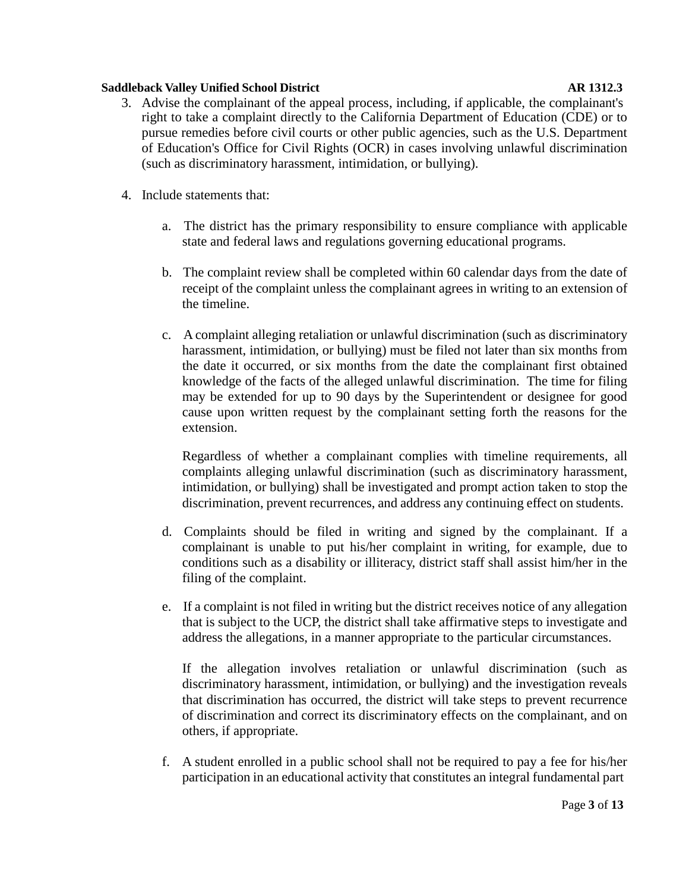3. Advise the complainant of the appeal process, including, if applicable, the complainant's right to take a complaint directly to the California Department of Education (CDE) or to pursue remedies before civil courts or other public agencies, such as the U.S. Department of Education's Office for Civil Rights (OCR) in cases involving unlawful discrimination (such as discriminatory harassment, intimidation, or bullying).

4. Include statements that:

   a. The district has the primary responsibility to ensure compliance with applicable state and federal laws and regulations governing educational programs.

   b. The complaint review shall be completed within 60 calendar days from the date of receipt of the complaint unless the complainant agrees in writing to an extension of the timeline.

   c. A complaint alleging retaliation or unlawful discrimination (such as discriminatory harassment, intimidation, or bullying) must be filed not later than six months from the date it occurred, or six months from the date the complainant first obtained knowledge of the facts of the alleged unlawful discrimination. The time for filing may be extended for up to 90 days by the Superintendent or designee for good cause upon written request by the complainant setting forth the reasons for the extension.

      Regardless of whether a complainant complies with timeline requirements, all complaints alleging unlawful discrimination (such as discriminatory harassment, intimidation, or bullying) shall be investigated and prompt action taken to stop the discrimination, prevent recurrences, and address any continuing effect on students.

   d. Complaints should be filed in writing and signed by the complainant. If a complainant is unable to put his/her complaint in writing, for example, due to conditions such as a disability or illiteracy, district staff shall assist him/her in the filing of the complaint.

   e. If a complaint is not filed in writing but the district receives notice of any allegation that is subject to the UCP, the district shall take affirmative steps to investigate and address the allegations, in a manner appropriate to the particular circumstances.

      If the allegation involves retaliation or unlawful discrimination (such as discriminatory harassment, intimidation, or bullying) and the investigation reveals that discrimination has occurred, the district will take steps to prevent recurrence of discrimination and correct its discriminatory effects on the complainant, and on others, if appropriate.

   f. A student enrolled in a public school shall not be required to pay a fee for his/her participation in an educational activity that constitutes an integral fundamental part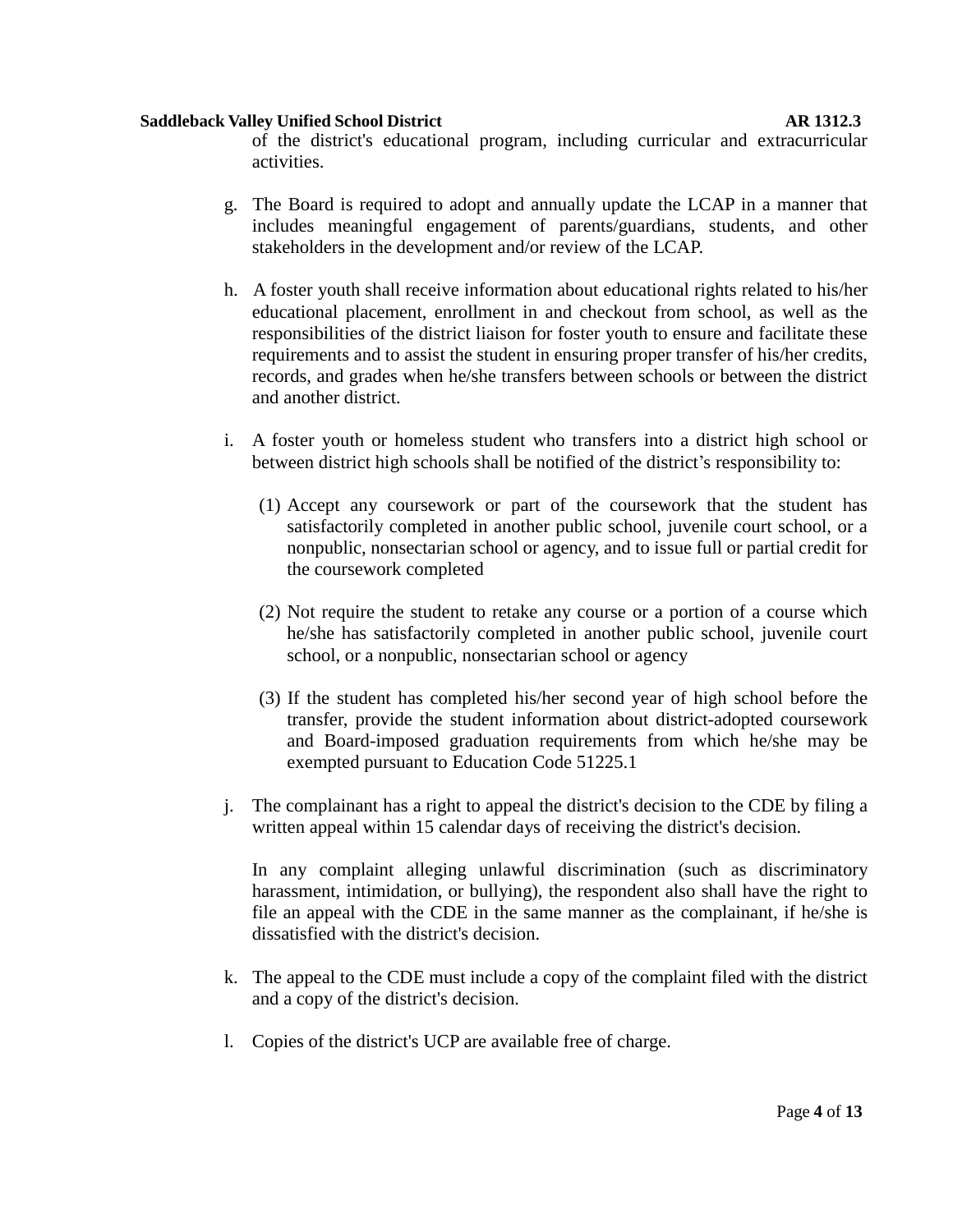of the district's educational program, including curricular and extracurricular activities.

g. The Board is required to adopt and annually update the LCAP in a manner that includes meaningful engagement of parents/guardians, students, and other stakeholders in the development and/or review of the LCAP.

h. A foster youth shall receive information about educational rights related to his/her educational placement, enrollment in and checkout from school, as well as the responsibilities of the district liaison for foster youth to ensure and facilitate these requirements and to assist the student in ensuring proper transfer of his/her credits, records, and grades when he/she transfers between schools or between the district and another district.

i. A foster youth or homeless student who transfers into a district high school or between district high schools shall be notified of the district's responsibility to:

   (1) Accept any coursework or part of the coursework that the student has satisfactorily completed in another public school, juvenile court school, or a nonpublic, nonsectarian school or agency, and to issue full or partial credit for the coursework completed

   (2) Not require the student to retake any course or a portion of a course which he/she has satisfactorily completed in another public school, juvenile court school, or a nonpublic, nonsectarian school or agency

   (3) If the student has completed his/her second year of high school before the transfer, provide the student information about district-adopted coursework and Board-imposed graduation requirements from which he/she may be exempted pursuant to Education Code 51225.1

j. The complainant has a right to appeal the district's decision to the CDE by filing a written appeal within 15 calendar days of receiving the district's decision.

   In any complaint alleging unlawful discrimination (such as discriminatory harassment, intimidation, or bullying), the respondent also shall have the right to file an appeal with the CDE in the same manner as the complainant, if he/she is dissatisfied with the district's decision.

k. The appeal to the CDE must include a copy of the complaint filed with the district and a copy of the district's decision.

l. Copies of the district's UCP are available free of charge.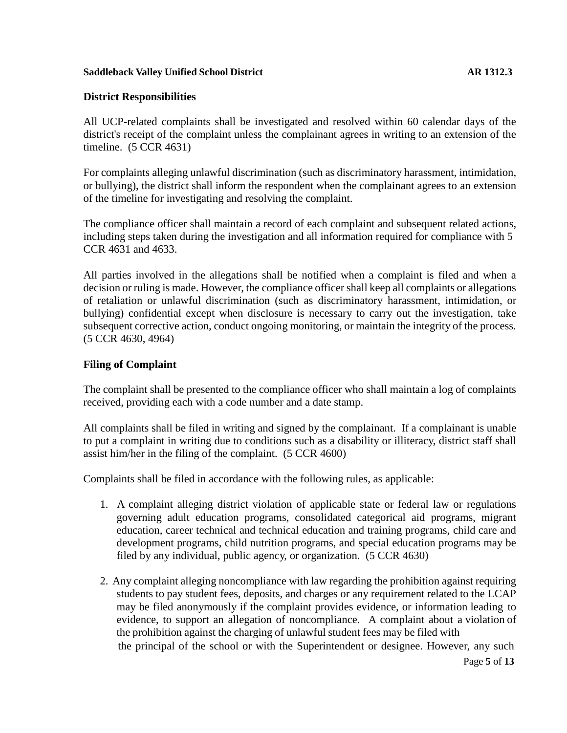## District Responsibilities

All UCP-related complaints shall be investigated and resolved within 60 calendar days of the district's receipt of the complaint unless the complainant agrees in writing to an extension of the timeline. (5 CCR 4631)

For complaints alleging unlawful discrimination (such as discriminatory harassment, intimidation, or bullying), the district shall inform the respondent when the complainant agrees to an extension of the timeline for investigating and resolving the complaint.

The compliance officer shall maintain a record of each complaint and subsequent related actions, including steps taken during the investigation and all information required for compliance with 5 CCR 4631 and 4633.

All parties involved in the allegations shall be notified when a complaint is filed and when a decision or ruling is made. However, the compliance officer shall keep all complaints or allegations of retaliation or unlawful discrimination (such as discriminatory harassment, intimidation, or bullying) confidential except when disclosure is necessary to carry out the investigation, take subsequent corrective action, conduct ongoing monitoring, or maintain the integrity of the process. (5 CCR 4630, 4964)

## Filing of Complaint

The complaint shall be presented to the compliance officer who shall maintain a log of complaints received, providing each with a code number and a date stamp.

All complaints shall be filed in writing and signed by the complainant. If a complainant is unable to put a complaint in writing due to conditions such as a disability or illiteracy, district staff shall assist him/her in the filing of the complaint. (5 CCR 4600)

Complaints shall be filed in accordance with the following rules, as applicable:

1. A complaint alleging district violation of applicable state or federal law or regulations governing adult education programs, consolidated categorical aid programs, migrant education, career technical and technical education and training programs, child care and development programs, child nutrition programs, and special education programs may be filed by any individual, public agency, or organization. (5 CCR 4630)

2. Any complaint alleging noncompliance with law regarding the prohibition against requiring students to pay student fees, deposits, and charges or any requirement related to the LCAP may be filed anonymously if the complaint provides evidence, or information leading to evidence, to support an allegation of noncompliance. A complaint about a violation of the prohibition against the charging of unlawful student fees may be filed with the principal of the school or with the Superintendent or designee. However, any such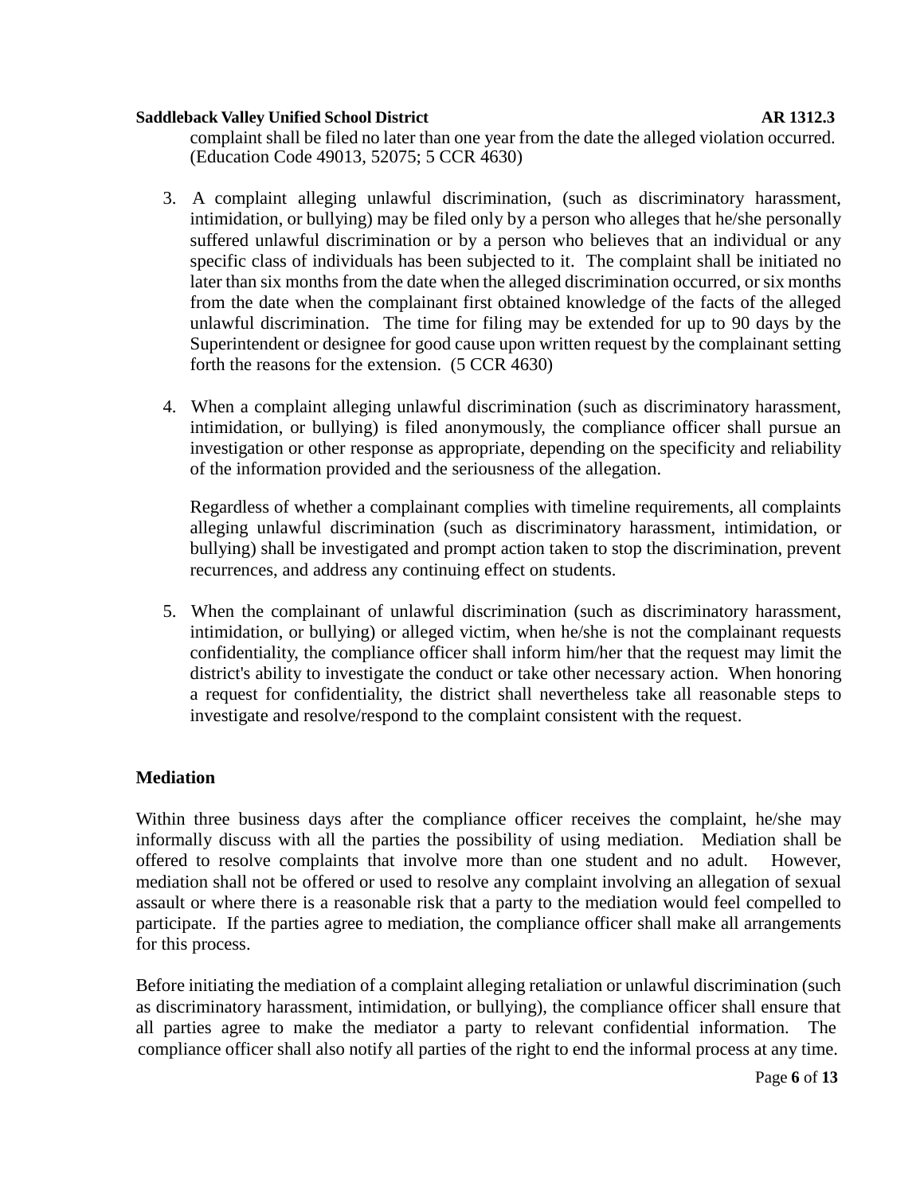complaint shall be filed no later than one year from the date the alleged violation occurred. (Education Code 49013, 52075; 5 CCR 4630)

3. A complaint alleging unlawful discrimination, (such as discriminatory harassment, intimidation, or bullying) may be filed only by a person who alleges that he/she personally suffered unlawful discrimination or by a person who believes that an individual or any specific class of individuals has been subjected to it. The complaint shall be initiated no later than six months from the date when the alleged discrimination occurred, or six months from the date when the complainant first obtained knowledge of the facts of the alleged unlawful discrimination. The time for filing may be extended for up to 90 days by the Superintendent or designee for good cause upon written request by the complainant setting forth the reasons for the extension. (5 CCR 4630)

4. When a complaint alleging unlawful discrimination (such as discriminatory harassment, intimidation, or bullying) is filed anonymously, the compliance officer shall pursue an investigation or other response as appropriate, depending on the specificity and reliability of the information provided and the seriousness of the allegation.

   Regardless of whether a complainant complies with timeline requirements, all complaints alleging unlawful discrimination (such as discriminatory harassment, intimidation, or bullying) shall be investigated and prompt action taken to stop the discrimination, prevent recurrences, and address any continuing effect on students.

5. When the complainant of unlawful discrimination (such as discriminatory harassment, intimidation, or bullying) or alleged victim, when he/she is not the complainant requests confidentiality, the compliance officer shall inform him/her that the request may limit the district's ability to investigate the conduct or take other necessary action. When honoring a request for confidentiality, the district shall nevertheless take all reasonable steps to investigate and resolve/respond to the complaint consistent with the request.

**Mediation**

Within three business days after the compliance officer receives the complaint, he/she may informally discuss with all the parties the possibility of using mediation. Mediation shall be offered to resolve complaints that involve more than one student and no adult. However, mediation shall not be offered or used to resolve any complaint involving an allegation of sexual assault or where there is a reasonable risk that a party to the mediation would feel compelled to participate. If the parties agree to mediation, the compliance officer shall make all arrangements for this process.

Before initiating the mediation of a complaint alleging retaliation or unlawful discrimination (such as discriminatory harassment, intimidation, or bullying), the compliance officer shall ensure that all parties agree to make the mediator a party to relevant confidential information. The compliance officer shall also notify all parties of the right to end the informal process at any time.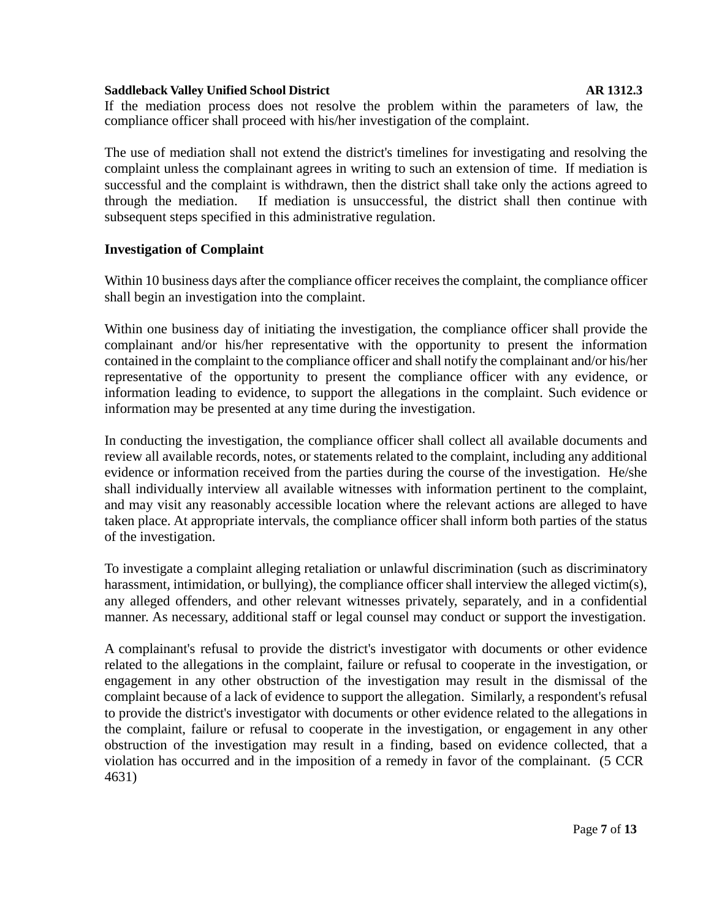If the mediation process does not resolve the problem within the parameters of law, the compliance officer shall proceed with his/her investigation of the complaint.

The use of mediation shall not extend the district's timelines for investigating and resolving the complaint unless the complainant agrees in writing to such an extension of time. If mediation is successful and the complaint is withdrawn, then the district shall take only the actions agreed to through the mediation. If mediation is unsuccessful, the district shall then continue with subsequent steps specified in this administrative regulation.

**Investigation of Complaint**

Within 10 business days after the compliance officer receives the complaint, the compliance officer shall begin an investigation into the complaint.

Within one business day of initiating the investigation, the compliance officer shall provide the complainant and/or his/her representative with the opportunity to present the information contained in the complaint to the compliance officer and shall notify the complainant and/or his/her representative of the opportunity to present the compliance officer with any evidence, or information leading to evidence, to support the allegations in the complaint. Such evidence or information may be presented at any time during the investigation.

In conducting the investigation, the compliance officer shall collect all available documents and review all available records, notes, or statements related to the complaint, including any additional evidence or information received from the parties during the course of the investigation. He/she shall individually interview all available witnesses with information pertinent to the complaint, and may visit any reasonably accessible location where the relevant actions are alleged to have taken place. At appropriate intervals, the compliance officer shall inform both parties of the status of the investigation.

To investigate a complaint alleging retaliation or unlawful discrimination (such as discriminatory harassment, intimidation, or bullying), the compliance officer shall interview the alleged victim(s), any alleged offenders, and other relevant witnesses privately, separately, and in a confidential manner. As necessary, additional staff or legal counsel may conduct or support the investigation.

A complainant's refusal to provide the district's investigator with documents or other evidence related to the allegations in the complaint, failure or refusal to cooperate in the investigation, or engagement in any other obstruction of the investigation may result in the dismissal of the complaint because of a lack of evidence to support the allegation. Similarly, a respondent's refusal to provide the district's investigator with documents or other evidence related to the allegations in the complaint, failure or refusal to cooperate in the investigation, or engagement in any other obstruction of the investigation may result in a finding, based on evidence collected, that a violation has occurred and in the imposition of a remedy in favor of the complainant. (5 CCR 4631)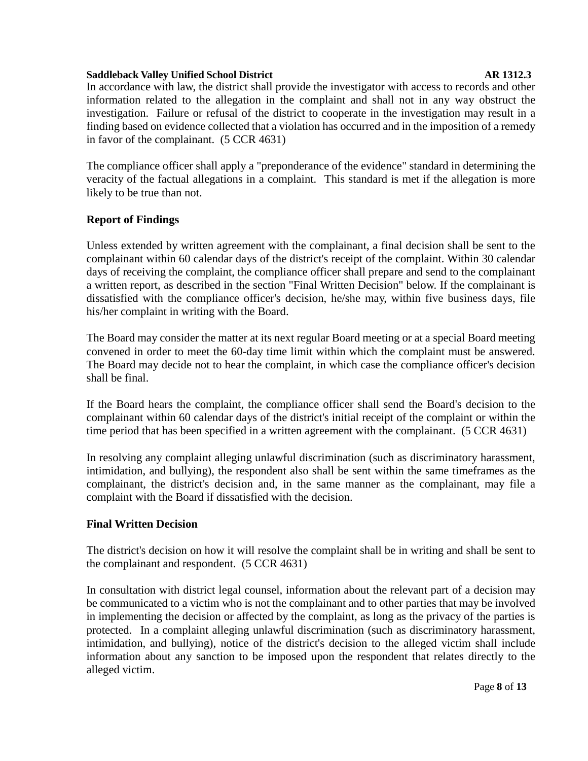In accordance with law, the district shall provide the investigator with access to records and other information related to the allegation in the complaint and shall not in any way obstruct the investigation. Failure or refusal of the district to cooperate in the investigation may result in a finding based on evidence collected that a violation has occurred and in the imposition of a remedy in favor of the complainant. (5 CCR 4631)

The compliance officer shall apply a "preponderance of the evidence" standard in determining the veracity of the factual allegations in a complaint. This standard is met if the allegation is more likely to be true than not.

**Report of Findings**

Unless extended by written agreement with the complainant, a final decision shall be sent to the complainant within 60 calendar days of the district's receipt of the complaint. Within 30 calendar days of receiving the complaint, the compliance officer shall prepare and send to the complainant a written report, as described in the section "Final Written Decision" below. If the complainant is dissatisfied with the compliance officer's decision, he/she may, within five business days, file his/her complaint in writing with the Board.

The Board may consider the matter at its next regular Board meeting or at a special Board meeting convened in order to meet the 60-day time limit within which the complaint must be answered. The Board may decide not to hear the complaint, in which case the compliance officer's decision shall be final.

If the Board hears the complaint, the compliance officer shall send the Board's decision to the complainant within 60 calendar days of the district's initial receipt of the complaint or within the time period that has been specified in a written agreement with the complainant. (5 CCR 4631)

In resolving any complaint alleging unlawful discrimination (such as discriminatory harassment, intimidation, and bullying), the respondent also shall be sent within the same timeframes as the complainant, the district's decision and, in the same manner as the complainant, may file a complaint with the Board if dissatisfied with the decision.

**Final Written Decision**

The district's decision on how it will resolve the complaint shall be in writing and shall be sent to the complainant and respondent. (5 CCR 4631)

In consultation with district legal counsel, information about the relevant part of a decision may be communicated to a victim who is not the complainant and to other parties that may be involved in implementing the decision or affected by the complaint, as long as the privacy of the parties is protected. In a complaint alleging unlawful discrimination (such as discriminatory harassment, intimidation, and bullying), notice of the district's decision to the alleged victim shall include information about any sanction to be imposed upon the respondent that relates directly to the alleged victim.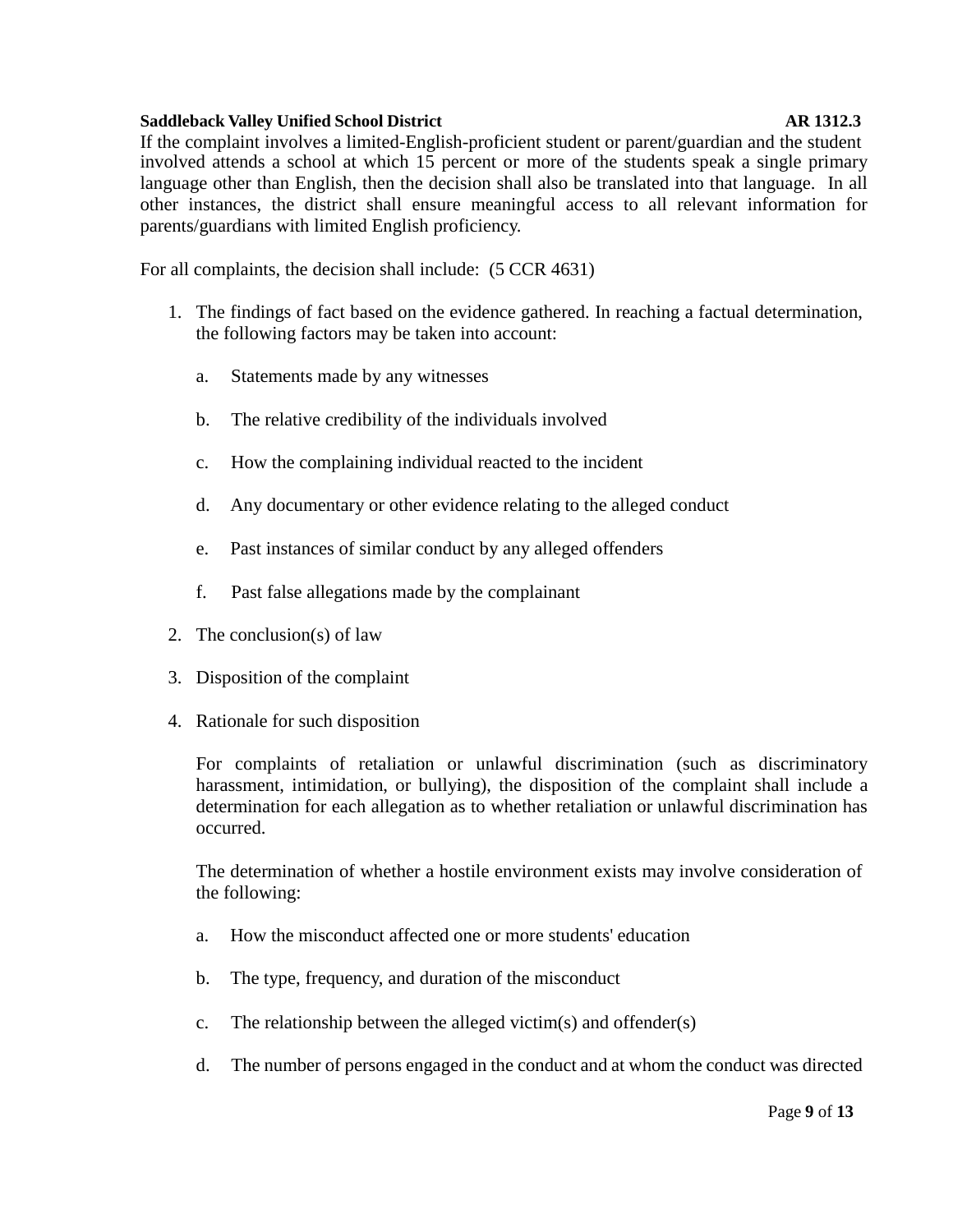If the complaint involves a limited-English-proficient student or parent/guardian and the student involved attends a school at which 15 percent or more of the students speak a single primary language other than English, then the decision shall also be translated into that language. In all other instances, the district shall ensure meaningful access to all relevant information for parents/guardians with limited English proficiency.

For all complaints, the decision shall include: (5 CCR 4631)

1. The findings of fact based on the evidence gathered. In reaching a factual determination, the following factors may be taken into account:

   a. Statements made by any witnesses

   b. The relative credibility of the individuals involved

   c. How the complaining individual reacted to the incident

   d. Any documentary or other evidence relating to the alleged conduct

   e. Past instances of similar conduct by any alleged offenders

   f. Past false allegations made by the complainant

2. The conclusion(s) of law

3. Disposition of the complaint

4. Rationale for such disposition

   For complaints of retaliation or unlawful discrimination (such as discriminatory harassment, intimidation, or bullying), the disposition of the complaint shall include a determination for each allegation as to whether retaliation or unlawful discrimination has occurred.

   The determination of whether a hostile environment exists may involve consideration of the following:

   a. How the misconduct affected one or more students' education

   b. The type, frequency, and duration of the misconduct

   c. The relationship between the alleged victim(s) and offender(s)

   d. The number of persons engaged in the conduct and at whom the conduct was directed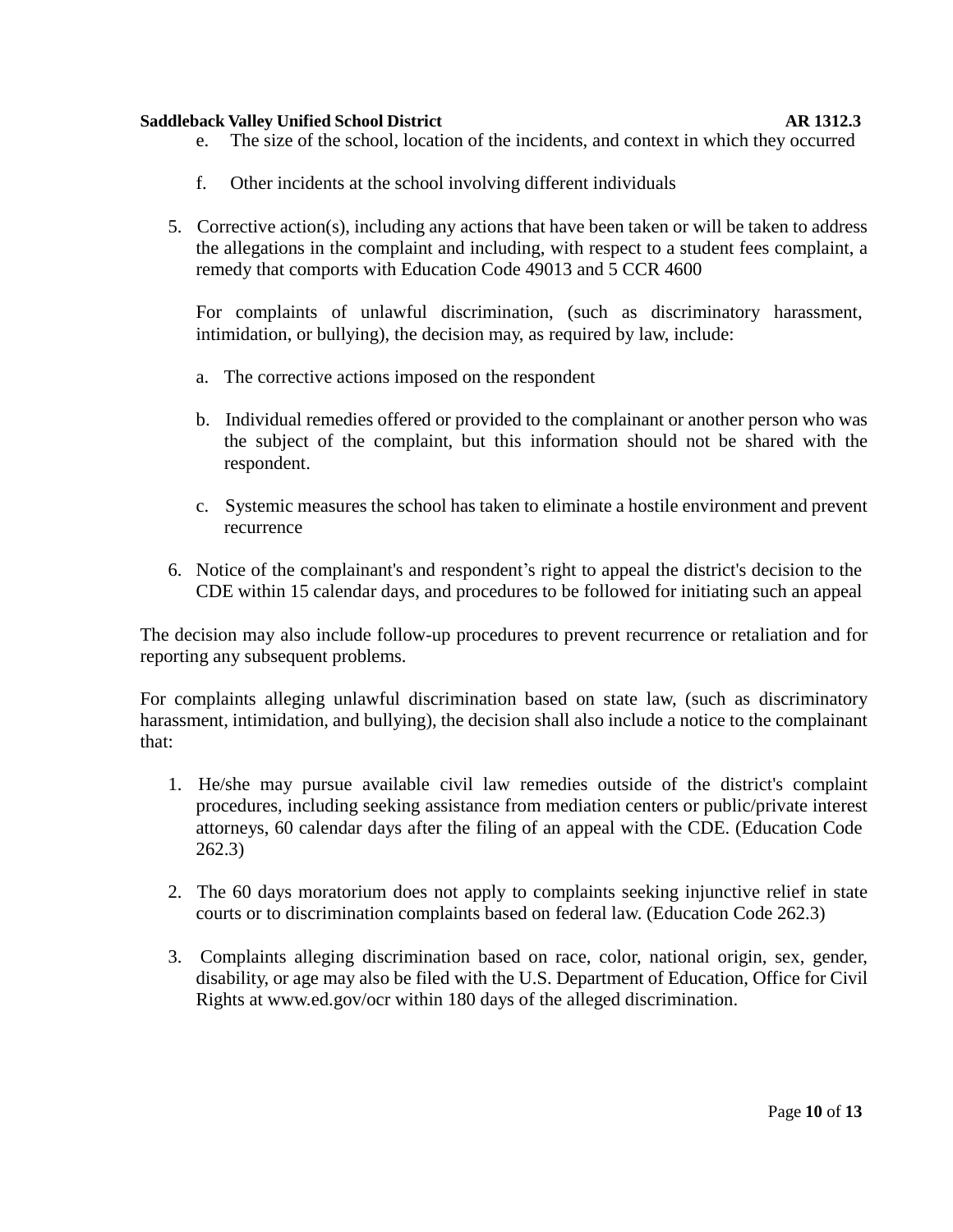e. The size of the school, location of the incidents, and context in which they occurred

   f. Other incidents at the school involving different individuals

5. Corrective action(s), including any actions that have been taken or will be taken to address the allegations in the complaint and including, with respect to a student fees complaint, a remedy that comports with Education Code 49013 and 5 CCR 4600

   For complaints of unlawful discrimination, (such as discriminatory harassment, intimidation, or bullying), the decision may, as required by law, include:

   a. The corrective actions imposed on the respondent

   b. Individual remedies offered or provided to the complainant or another person who was the subject of the complaint, but this information should not be shared with the respondent.

   c. Systemic measures the school has taken to eliminate a hostile environment and prevent recurrence

6. Notice of the complainant's and respondent's right to appeal the district's decision to the CDE within 15 calendar days, and procedures to be followed for initiating such an appeal

The decision may also include follow-up procedures to prevent recurrence or retaliation and for reporting any subsequent problems.

For complaints alleging unlawful discrimination based on state law, (such as discriminatory harassment, intimidation, and bullying), the decision shall also include a notice to the complainant that:

1. He/she may pursue available civil law remedies outside of the district's complaint procedures, including seeking assistance from mediation centers or public/private interest attorneys, 60 calendar days after the filing of an appeal with the CDE. (Education Code 262.3)

2. The 60 days moratorium does not apply to complaints seeking injunctive relief in state courts or to discrimination complaints based on federal law. (Education Code 262.3)

3. Complaints alleging discrimination based on race, color, national origin, sex, gender, disability, or age may also be filed with the U.S. Department of Education, Office for Civil Rights at www.ed.gov/ocr within 180 days of the alleged discrimination.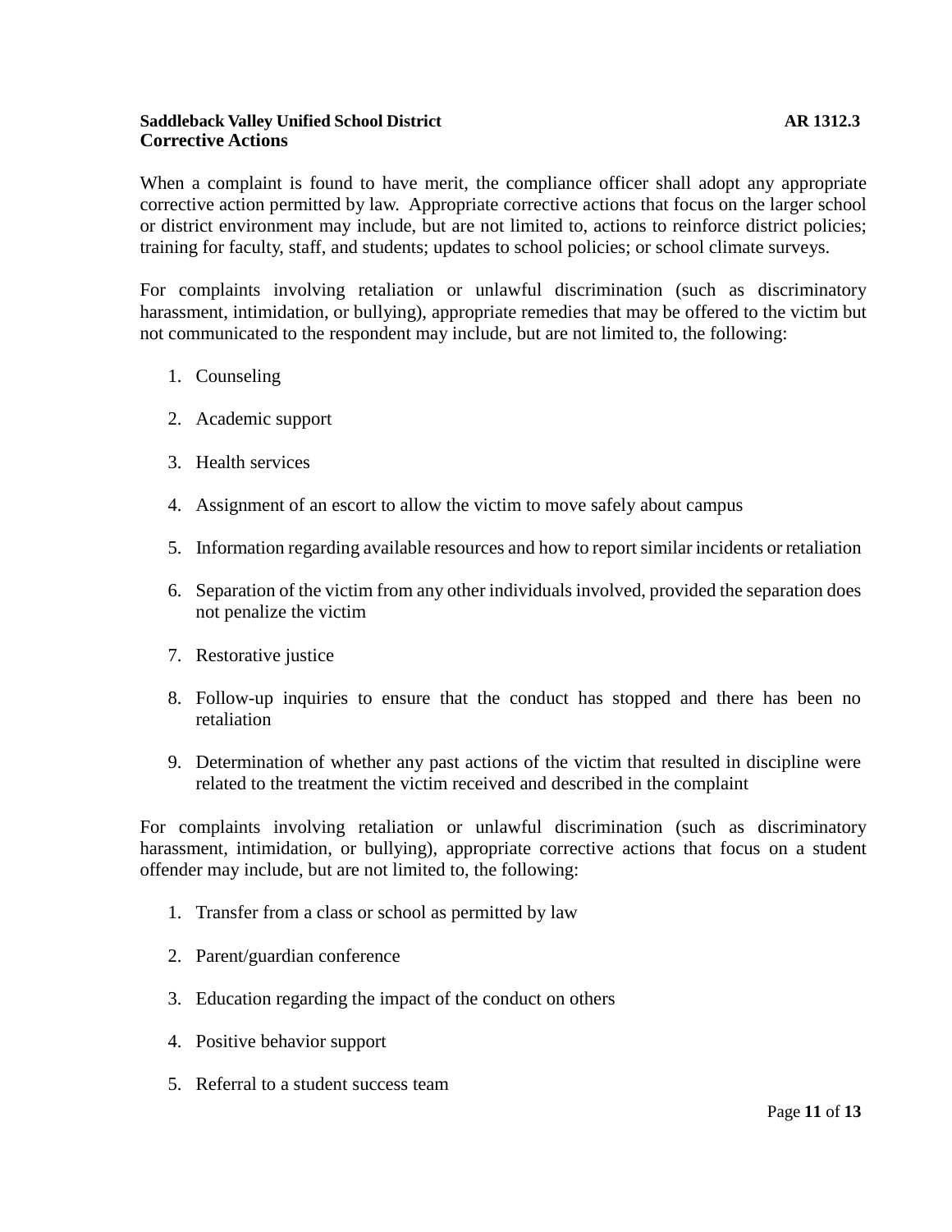### Corrective Actions

When a complaint is found to have merit, the compliance officer shall adopt any appropriate corrective action permitted by law. Appropriate corrective actions that focus on the larger school or district environment may include, but are not limited to, actions to reinforce district policies; training for faculty, staff, and students; updates to school policies; or school climate surveys.

For complaints involving retaliation or unlawful discrimination (such as discriminatory harassment, intimidation, or bullying), appropriate remedies that may be offered to the victim but not communicated to the respondent may include, but are not limited to, the following:

1. Counseling
2. Academic support
3. Health services
4. Assignment of an escort to allow the victim to move safely about campus
5. Information regarding available resources and how to report similar incidents or retaliation
6. Separation of the victim from any other individuals involved, provided the separation does not penalize the victim
7. Restorative justice
8. Follow-up inquiries to ensure that the conduct has stopped and there has been no retaliation
9. Determination of whether any past actions of the victim that resulted in discipline were related to the treatment the victim received and described in the complaint

For complaints involving retaliation or unlawful discrimination (such as discriminatory harassment, intimidation, or bullying), appropriate corrective actions that focus on a student offender may include, but are not limited to, the following:

1. Transfer from a class or school as permitted by law
2. Parent/guardian conference
3. Education regarding the impact of the conduct on others
4. Positive behavior support
5. Referral to a student success team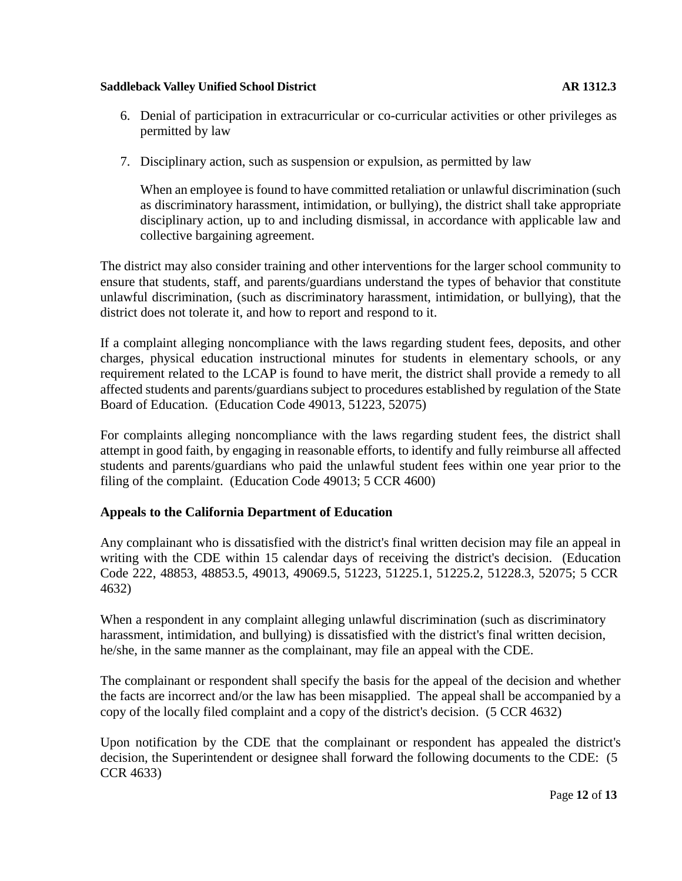6. Denial of participation in extracurricular or co-curricular activities or other privileges as permitted by law

7. Disciplinary action, such as suspension or expulsion, as permitted by law

   When an employee is found to have committed retaliation or unlawful discrimination (such as discriminatory harassment, intimidation, or bullying), the district shall take appropriate disciplinary action, up to and including dismissal, in accordance with applicable law and collective bargaining agreement.

The district may also consider training and other interventions for the larger school community to ensure that students, staff, and parents/guardians understand the types of behavior that constitute unlawful discrimination, (such as discriminatory harassment, intimidation, or bullying), that the district does not tolerate it, and how to report and respond to it.

If a complaint alleging noncompliance with the laws regarding student fees, deposits, and other charges, physical education instructional minutes for students in elementary schools, or any requirement related to the LCAP is found to have merit, the district shall provide a remedy to all affected students and parents/guardians subject to procedures established by regulation of the State Board of Education. (Education Code 49013, 51223, 52075)

For complaints alleging noncompliance with the laws regarding student fees, the district shall attempt in good faith, by engaging in reasonable efforts, to identify and fully reimburse all affected students and parents/guardians who paid the unlawful student fees within one year prior to the filing of the complaint. (Education Code 49013; 5 CCR 4600)

## Appeals to the California Department of Education

Any complainant who is dissatisfied with the district's final written decision may file an appeal in writing with the CDE within 15 calendar days of receiving the district's decision. (Education Code 222, 48853, 48853.5, 49013, 49069.5, 51223, 51225.1, 51225.2, 51228.3, 52075; 5 CCR 4632)

When a respondent in any complaint alleging unlawful discrimination (such as discriminatory harassment, intimidation, and bullying) is dissatisfied with the district's final written decision, he/she, in the same manner as the complainant, may file an appeal with the CDE.

The complainant or respondent shall specify the basis for the appeal of the decision and whether the facts are incorrect and/or the law has been misapplied. The appeal shall be accompanied by a copy of the locally filed complaint and a copy of the district's decision. (5 CCR 4632)

Upon notification by the CDE that the complainant or respondent has appealed the district's decision, the Superintendent or designee shall forward the following documents to the CDE: (5 CCR 4633)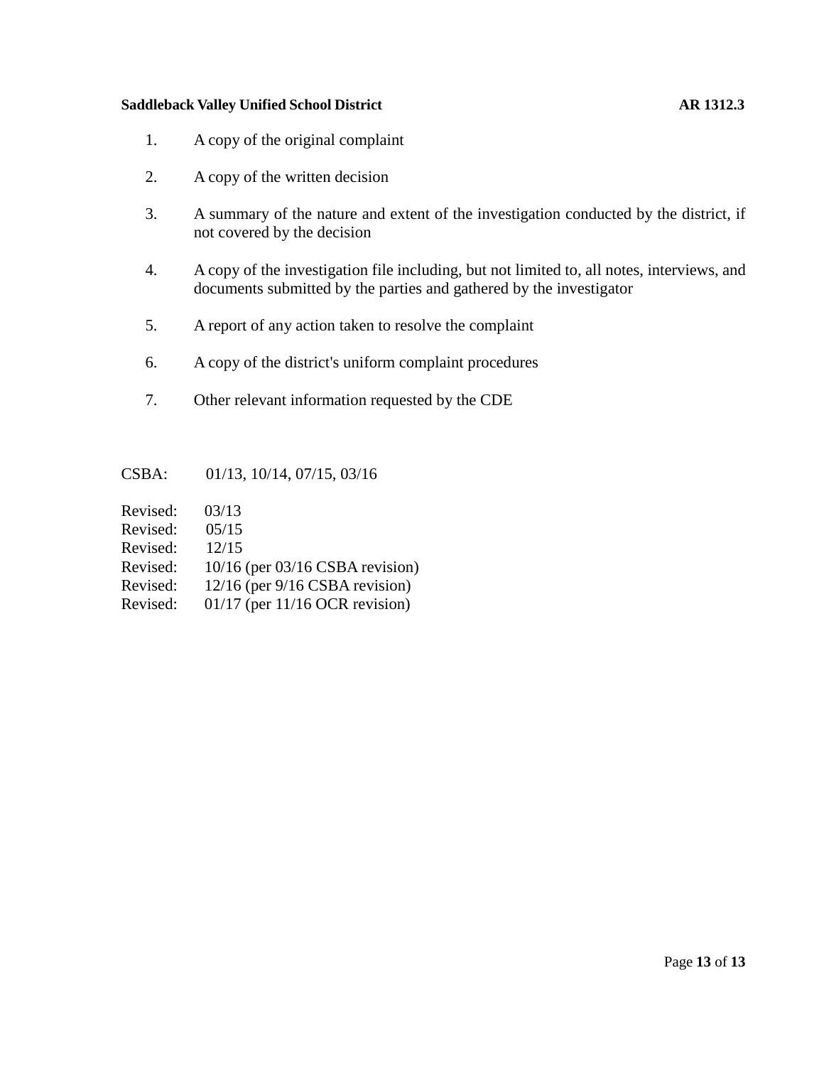1. A copy of the original complaint

2. A copy of the written decision

3. A summary of the nature and extent of the investigation conducted by the district, if not covered by the decision

4. A copy of the investigation file including, but not limited to, all notes, interviews, and documents submitted by the parties and gathered by the investigator

5. A report of any action taken to resolve the complaint

6. A copy of the district's uniform complaint procedures

7. Other relevant information requested by the CDE

CSBA: 01/13, 10/14, 07/15, 03/16

Revised: 03/13
Revised: 05/15
Revised: 12/15
Revised: 10/16 (per 03/16 CSBA revision)
Revised: 12/16 (per 9/16 CSBA revision)
Revised: 01/17 (per 11/16 OCR revision)